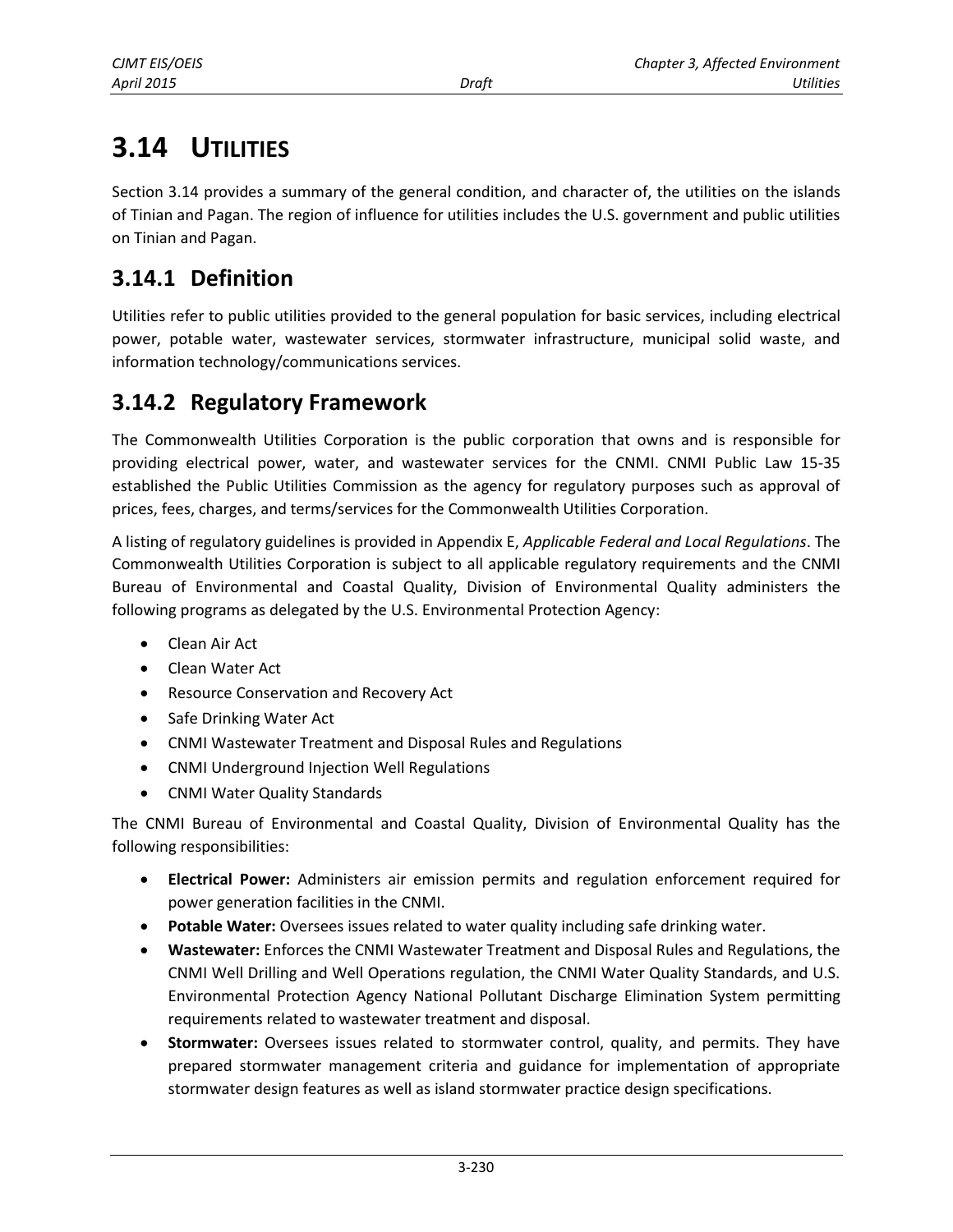# 3.14 UTILITIES

Section 3.14 provides a summary of the general condition, and character of, the utilities on the islands of Tinian and Pagan. The region of influence for utilities includes the U.S. government and public utilities on Tinian and Pagan.

## 3.14.1 Definition

Utilities refer to public utilities provided to the general population for basic services, including electrical power, potable water, wastewater services, stormwater infrastructure, municipal solid waste, and information technology/communications services.

## 3.14.2 Regulatory Framework

The Commonwealth Utilities Corporation is the public corporation that owns and is responsible for providing electrical power, water, and wastewater services for the CNMI. CNMI Public Law 15-35 established the Public Utilities Commission as the agency for regulatory purposes such as approval of prices, fees, charges, and terms/services for the Commonwealth Utilities Corporation.

A listing of regulatory guidelines is provided in Appendix E, *Applicable Federal and Local Regulations*. The Commonwealth Utilities Corporation is subject to all applicable regulatory requirements and the CNMI Bureau of Environmental and Coastal Quality, Division of Environmental Quality administers the following programs as delegated by the U.S. Environmental Protection Agency:

- Clean Air Act
- Clean Water Act
- Resource Conservation and Recovery Act
- Safe Drinking Water Act
- CNMI Wastewater Treatment and Disposal Rules and Regulations
- CNMI Underground Injection Well Regulations
- CNMI Water Quality Standards

The CNMI Bureau of Environmental and Coastal Quality, Division of Environmental Quality has the following responsibilities:

- **Electrical Power:** Administers air emission permits and regulation enforcement required for power generation facilities in the CNMI.
- **Potable Water:** Oversees issues related to water quality including safe drinking water.
- **Wastewater:** Enforces the CNMI Wastewater Treatment and Disposal Rules and Regulations, the CNMI Well Drilling and Well Operations regulation, the CNMI Water Quality Standards, and U.S. Environmental Protection Agency National Pollutant Discharge Elimination System permitting requirements related to wastewater treatment and disposal.
- **Stormwater:** Oversees issues related to stormwater control, quality, and permits. They have prepared stormwater management criteria and guidance for implementation of appropriate stormwater design features as well as island stormwater practice design specifications.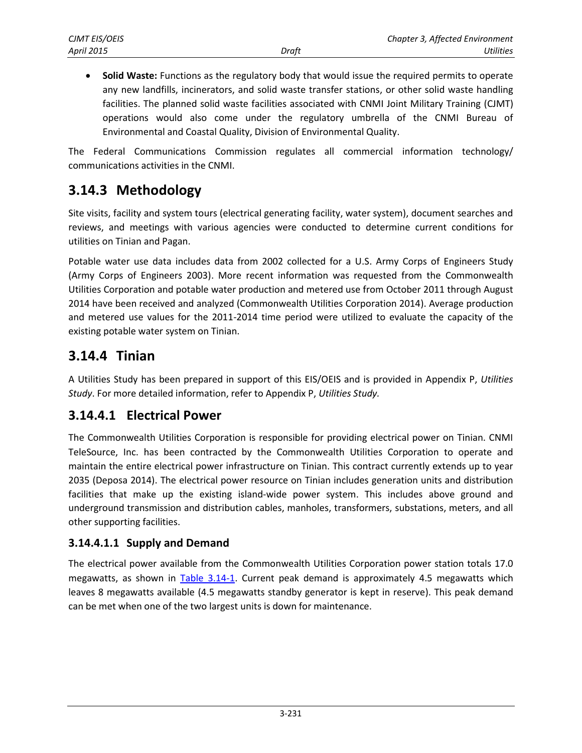- **Solid Waste:** Functions as the regulatory body that would issue the required permits to operate any new landfills, incinerators, and solid waste transfer stations, or other solid waste handling facilities. The planned solid waste facilities associated with CNMI Joint Military Training (CJMT) operations would also come under the regulatory umbrella of the CNMI Bureau of Environmental and Coastal Quality, Division of Environmental Quality.

The Federal Communications Commission regulates all commercial information technology/ communications activities in the CNMI.

## 3.14.3 Methodology

Site visits, facility and system tours (electrical generating facility, water system), document searches and reviews, and meetings with various agencies were conducted to determine current conditions for utilities on Tinian and Pagan.

Potable water use data includes data from 2002 collected for a U.S. Army Corps of Engineers Study (Army Corps of Engineers 2003). More recent information was requested from the Commonwealth Utilities Corporation and potable water production and metered use from October 2011 through August 2014 have been received and analyzed (Commonwealth Utilities Corporation 2014). Average production and metered use values for the 2011-2014 time period were utilized to evaluate the capacity of the existing potable water system on Tinian.

## 3.14.4 Tinian

A Utilities Study has been prepared in support of this EIS/OEIS and is provided in Appendix P, *Utilities Study*. For more detailed information, refer to Appendix P, *Utilities Study.*

### 3.14.4.1 Electrical Power

The Commonwealth Utilities Corporation is responsible for providing electrical power on Tinian. CNMI TeleSource, Inc. has been contracted by the Commonwealth Utilities Corporation to operate and maintain the entire electrical power infrastructure on Tinian. This contract currently extends up to year 2035 (Deposa 2014). The electrical power resource on Tinian includes generation units and distribution facilities that make up the existing island-wide power system. This includes above ground and underground transmission and distribution cables, manholes, transformers, substations, meters, and all other supporting facilities.

#### 3.14.4.1.1 Supply and Demand

The electrical power available from the Commonwealth Utilities Corporation power station totals 17.0 megawatts, as shown in Table 3.14-1. Current peak demand is approximately 4.5 megawatts which leaves 8 megawatts available (4.5 megawatts standby generator is kept in reserve). This peak demand can be met when one of the two largest units is down for maintenance.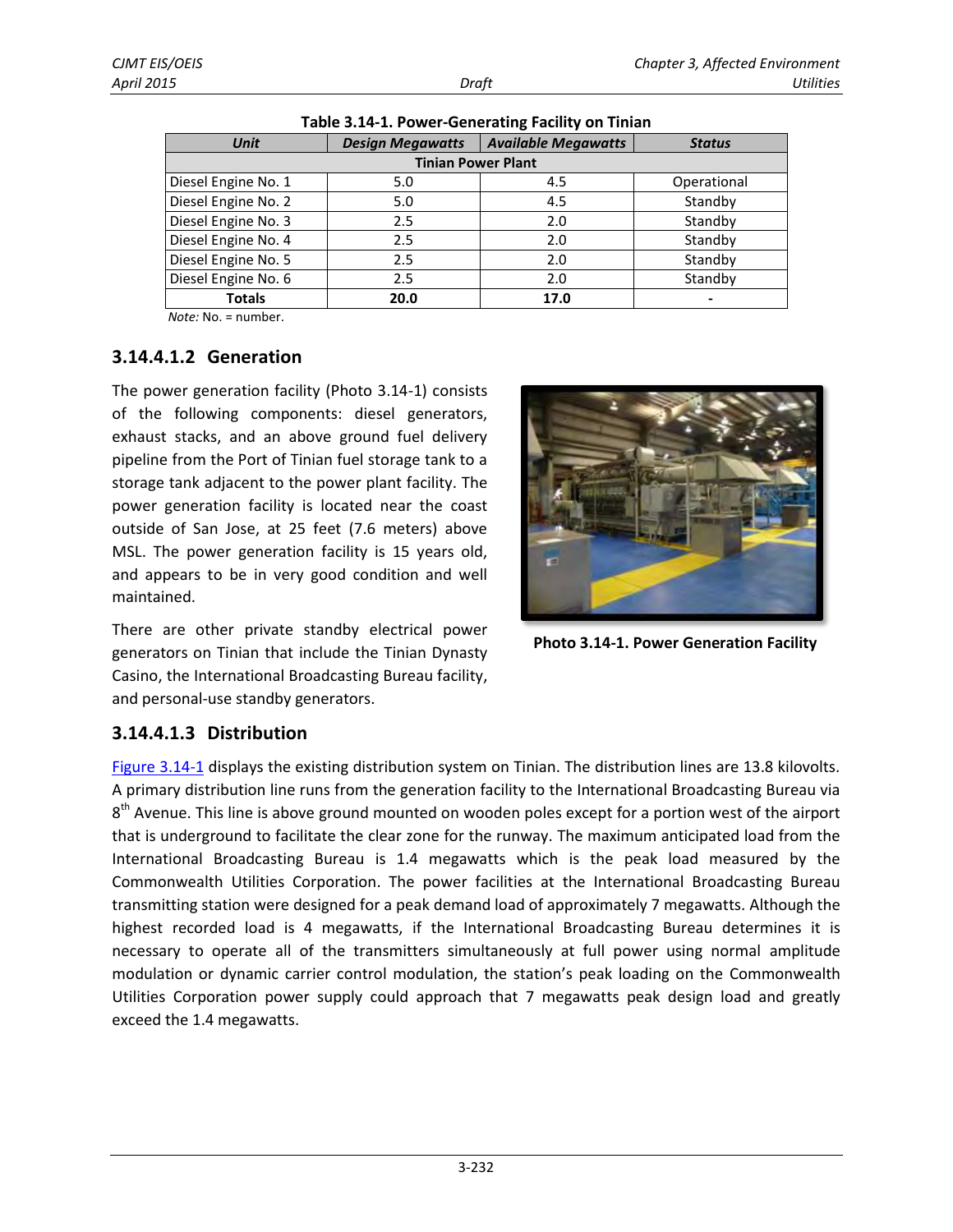**Table 3.14-1. Power-Generating Facility on Tinian**

| Unit | Design Megawatts | Available Megawatts | Status |
|---|---|---|---|
| **Tinian Power Plant** | | | |
| Diesel Engine No. 1 | 5.0 | 4.5 | Operational |
| Diesel Engine No. 2 | 5.0 | 4.5 | Standby |
| Diesel Engine No. 3 | 2.5 | 2.0 | Standby |
| Diesel Engine No. 4 | 2.5 | 2.0 | Standby |
| Diesel Engine No. 5 | 2.5 | 2.0 | Standby |
| Diesel Engine No. 6 | 2.5 | 2.0 | Standby |
| **Totals** | **20.0** | **17.0** | **-** |

*Note:* No. = number.

### 3.14.4.1.2 Generation

The power generation facility (Photo 3.14-1) consists of the following components: diesel generators, exhaust stacks, and an above ground fuel delivery pipeline from the Port of Tinian fuel storage tank to a storage tank adjacent to the power plant facility. The power generation facility is located near the coast outside of San Jose, at 25 feet (7.6 meters) above MSL. The power generation facility is 15 years old, and appears to be in very good condition and well maintained.

**Photo 3.14-1. Power Generation Facility**

There are other private standby electrical power generators on Tinian that include the Tinian Dynasty Casino, the International Broadcasting Bureau facility, and personal-use standby generators.

### 3.14.4.1.3 Distribution

Figure 3.14-1 displays the existing distribution system on Tinian. The distribution lines are 13.8 kilovolts. A primary distribution line runs from the generation facility to the International Broadcasting Bureau via 8th Avenue. This line is above ground mounted on wooden poles except for a portion west of the airport that is underground to facilitate the clear zone for the runway. The maximum anticipated load from the International Broadcasting Bureau is 1.4 megawatts which is the peak load measured by the Commonwealth Utilities Corporation. The power facilities at the International Broadcasting Bureau transmitting station were designed for a peak demand load of approximately 7 megawatts. Although the highest recorded load is 4 megawatts, if the International Broadcasting Bureau determines it is necessary to operate all of the transmitters simultaneously at full power using normal amplitude modulation or dynamic carrier control modulation, the station's peak loading on the Commonwealth Utilities Corporation power supply could approach that 7 megawatts peak design load and greatly exceed the 1.4 megawatts.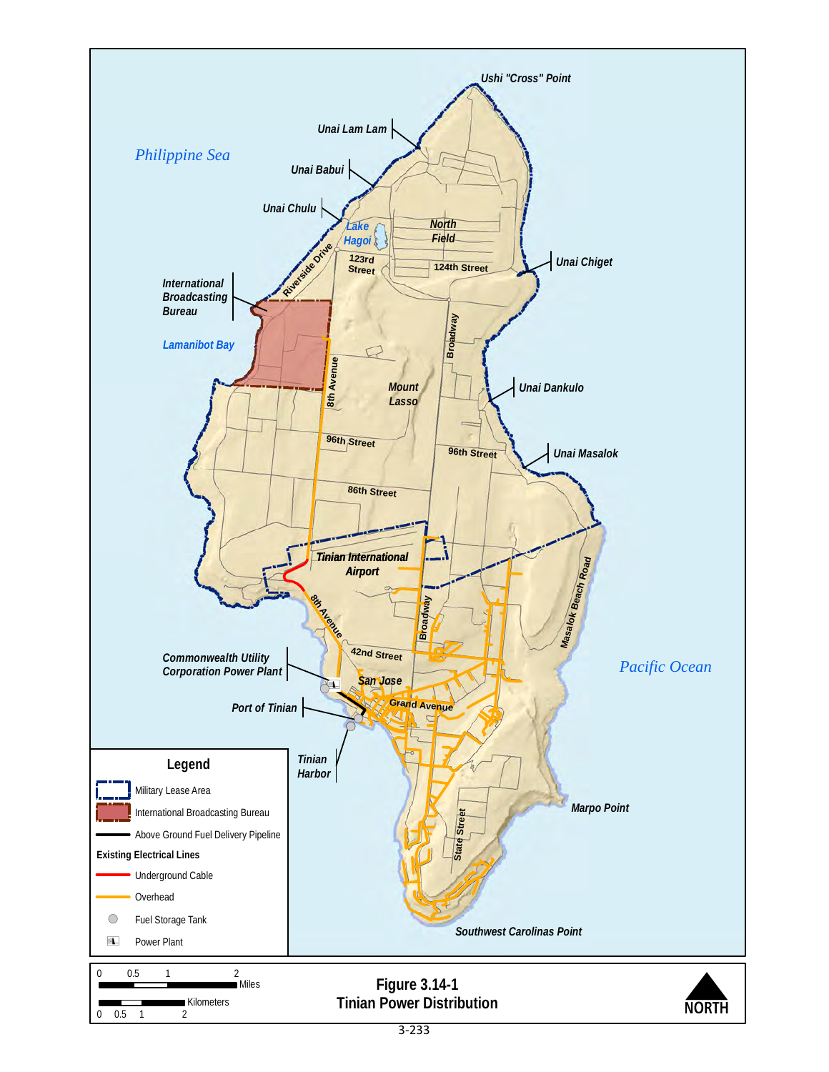**Figure 3.14-1**
**Tinian Power Distribution**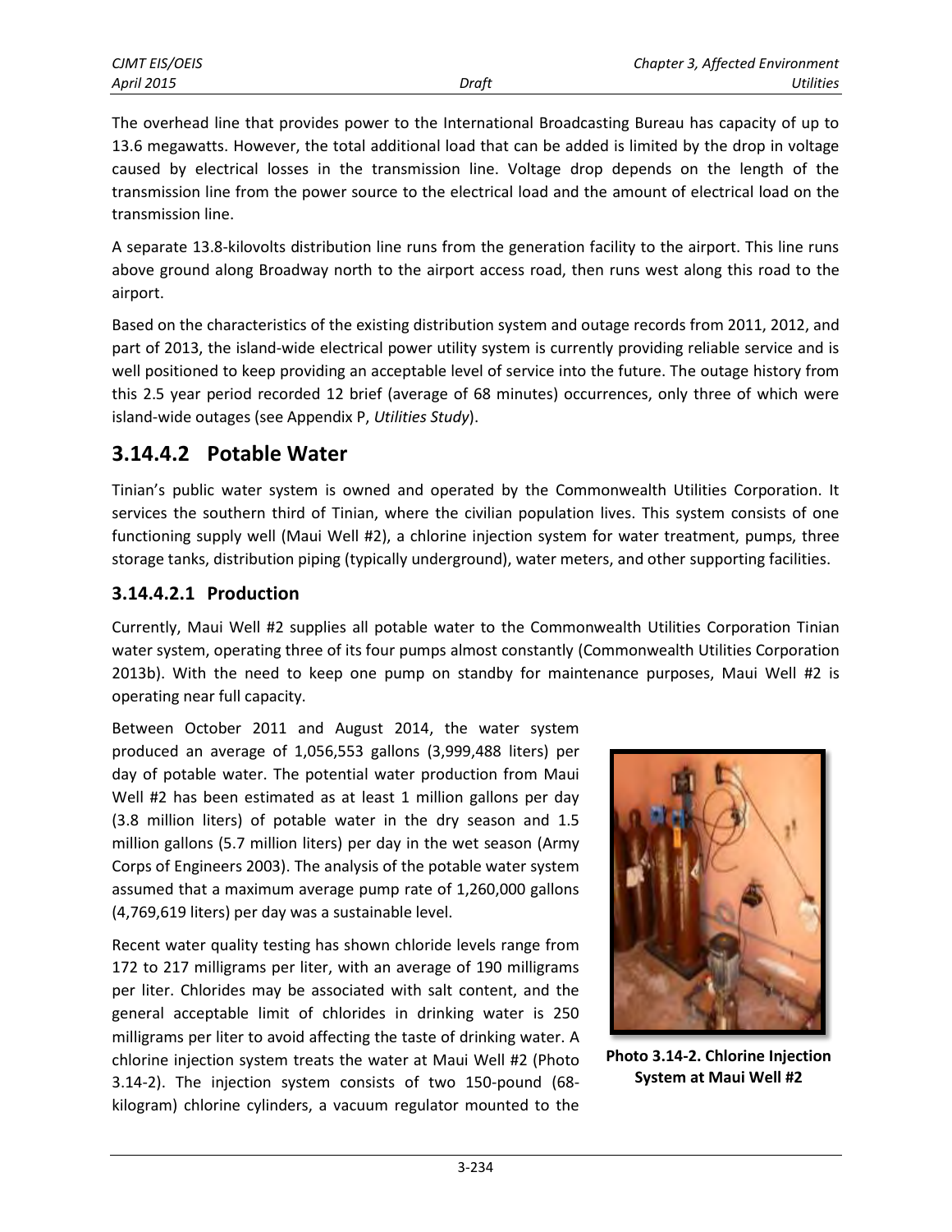The overhead line that provides power to the International Broadcasting Bureau has capacity of up to 13.6 megawatts. However, the total additional load that can be added is limited by the drop in voltage caused by electrical losses in the transmission line. Voltage drop depends on the length of the transmission line from the power source to the electrical load and the amount of electrical load on the transmission line.

A separate 13.8-kilovolts distribution line runs from the generation facility to the airport. This line runs above ground along Broadway north to the airport access road, then runs west along this road to the airport.

Based on the characteristics of the existing distribution system and outage records from 2011, 2012, and part of 2013, the island-wide electrical power utility system is currently providing reliable service and is well positioned to keep providing an acceptable level of service into the future. The outage history from this 2.5 year period recorded 12 brief (average of 68 minutes) occurrences, only three of which were island-wide outages (see Appendix P, *Utilities Study*).

## 3.14.4.2 Potable Water

Tinian's public water system is owned and operated by the Commonwealth Utilities Corporation. It services the southern third of Tinian, where the civilian population lives. This system consists of one functioning supply well (Maui Well #2), a chlorine injection system for water treatment, pumps, three storage tanks, distribution piping (typically underground), water meters, and other supporting facilities.

### 3.14.4.2.1 Production

Currently, Maui Well #2 supplies all potable water to the Commonwealth Utilities Corporation Tinian water system, operating three of its four pumps almost constantly (Commonwealth Utilities Corporation 2013b). With the need to keep one pump on standby for maintenance purposes, Maui Well #2 is operating near full capacity.

Between October 2011 and August 2014, the water system produced an average of 1,056,553 gallons (3,999,488 liters) per day of potable water. The potential water production from Maui Well #2 has been estimated as at least 1 million gallons per day (3.8 million liters) of potable water in the dry season and 1.5 million gallons (5.7 million liters) per day in the wet season (Army Corps of Engineers 2003). The analysis of the potable water system assumed that a maximum average pump rate of 1,260,000 gallons (4,769,619 liters) per day was a sustainable level.

Recent water quality testing has shown chloride levels range from 172 to 217 milligrams per liter, with an average of 190 milligrams per liter. Chlorides may be associated with salt content, and the general acceptable limit of chlorides in drinking water is 250 milligrams per liter to avoid affecting the taste of drinking water. A chlorine injection system treats the water at Maui Well #2 (Photo 3.14-2). The injection system consists of two 150-pound (68-kilogram) chlorine cylinders, a vacuum regulator mounted to the

**Photo 3.14-2. Chlorine Injection System at Maui Well #2**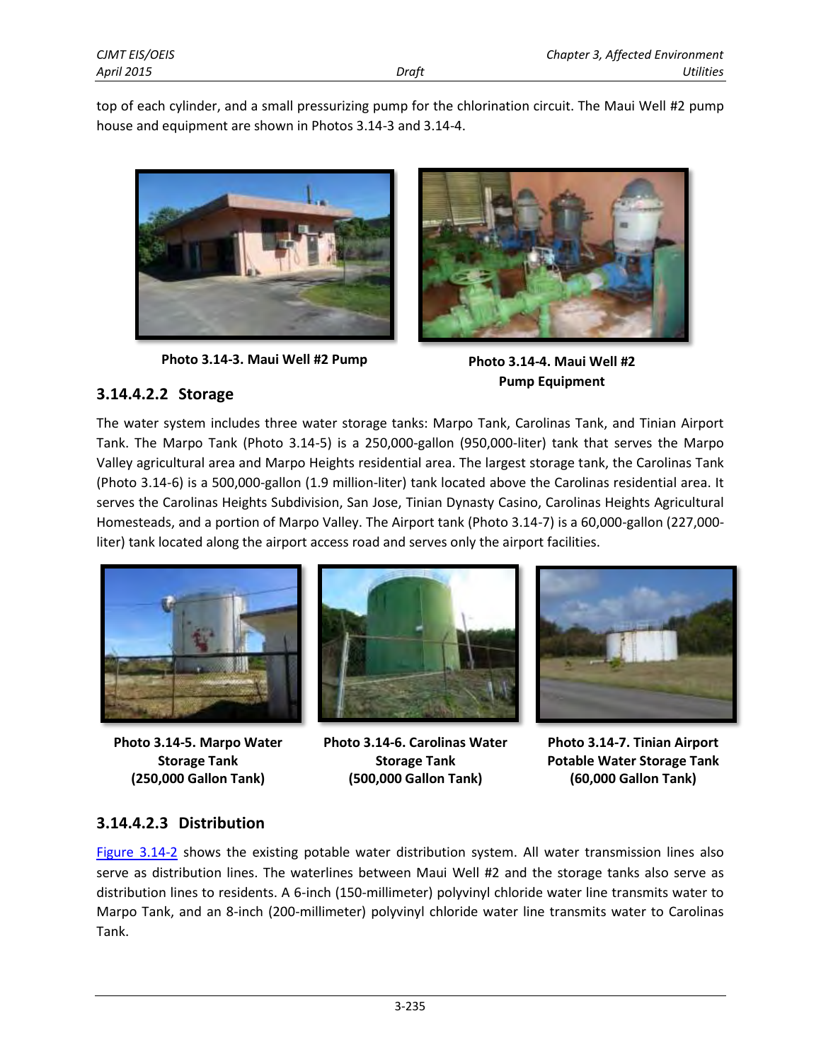top of each cylinder, and a small pressurizing pump for the chlorination circuit. The Maui Well #2 pump house and equipment are shown in Photos 3.14-3 and 3.14-4.

**Photo 3.14-3. Maui Well #2 Pump**

**Photo 3.14-4. Maui Well #2 Pump Equipment**

### 3.14.4.2.2 Storage

The water system includes three water storage tanks: Marpo Tank, Carolinas Tank, and Tinian Airport Tank. The Marpo Tank (Photo 3.14-5) is a 250,000-gallon (950,000-liter) tank that serves the Marpo Valley agricultural area and Marpo Heights residential area. The largest storage tank, the Carolinas Tank (Photo 3.14-6) is a 500,000-gallon (1.9 million-liter) tank located above the Carolinas residential area. It serves the Carolinas Heights Subdivision, San Jose, Tinian Dynasty Casino, Carolinas Heights Agricultural Homesteads, and a portion of Marpo Valley. The Airport tank (Photo 3.14-7) is a 60,000-gallon (227,000-liter) tank located along the airport access road and serves only the airport facilities.

**Photo 3.14-5. Marpo Water Storage Tank (250,000 Gallon Tank)**

**Photo 3.14-6. Carolinas Water Storage Tank (500,000 Gallon Tank)**

**Photo 3.14-7. Tinian Airport Potable Water Storage Tank (60,000 Gallon Tank)**

### 3.14.4.2.3 Distribution

Figure 3.14-2 shows the existing potable water distribution system. All water transmission lines also serve as distribution lines. The waterlines between Maui Well #2 and the storage tanks also serve as distribution lines to residents. A 6-inch (150-millimeter) polyvinyl chloride water line transmits water to Marpo Tank, and an 8-inch (200-millimeter) polyvinyl chloride water line transmits water to Carolinas Tank.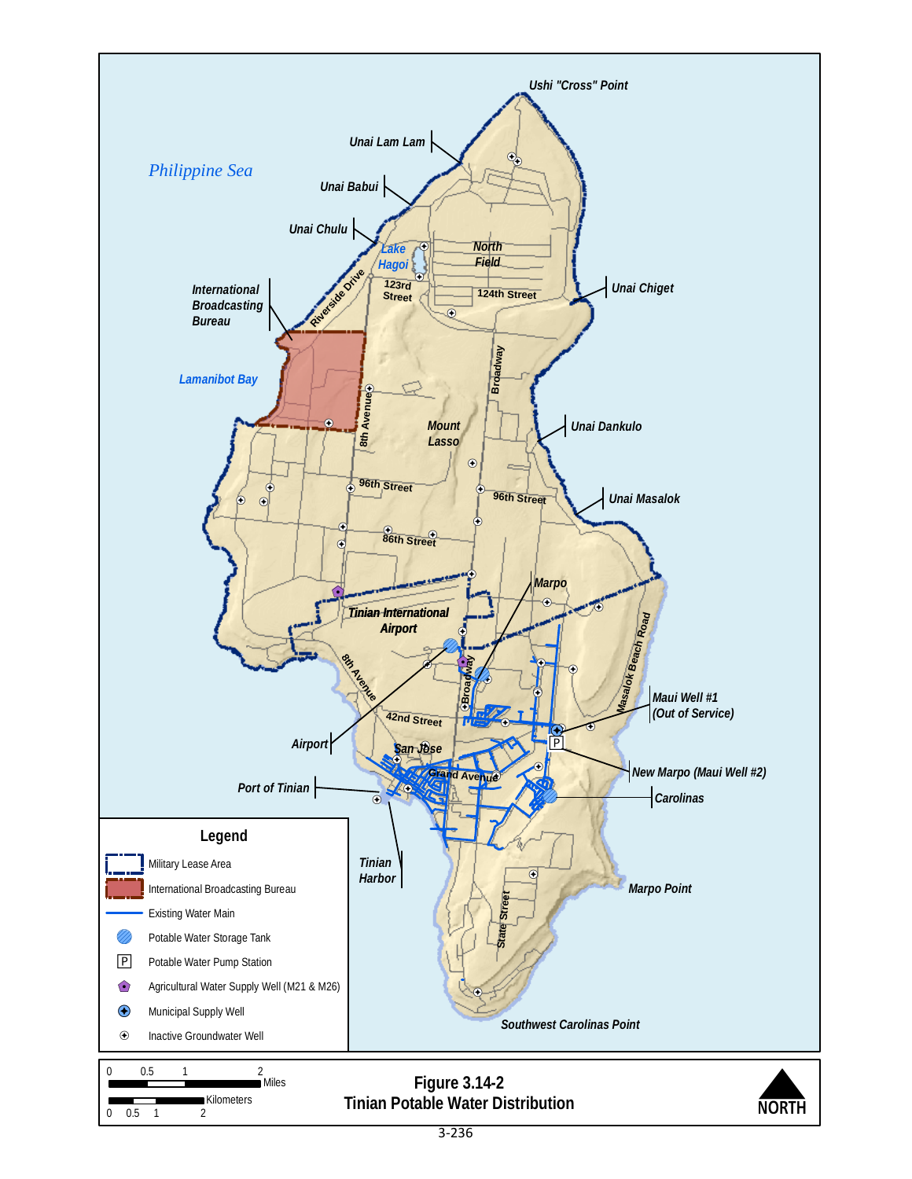**Figure 3.14-2**
**Tinian Potable Water Distribution**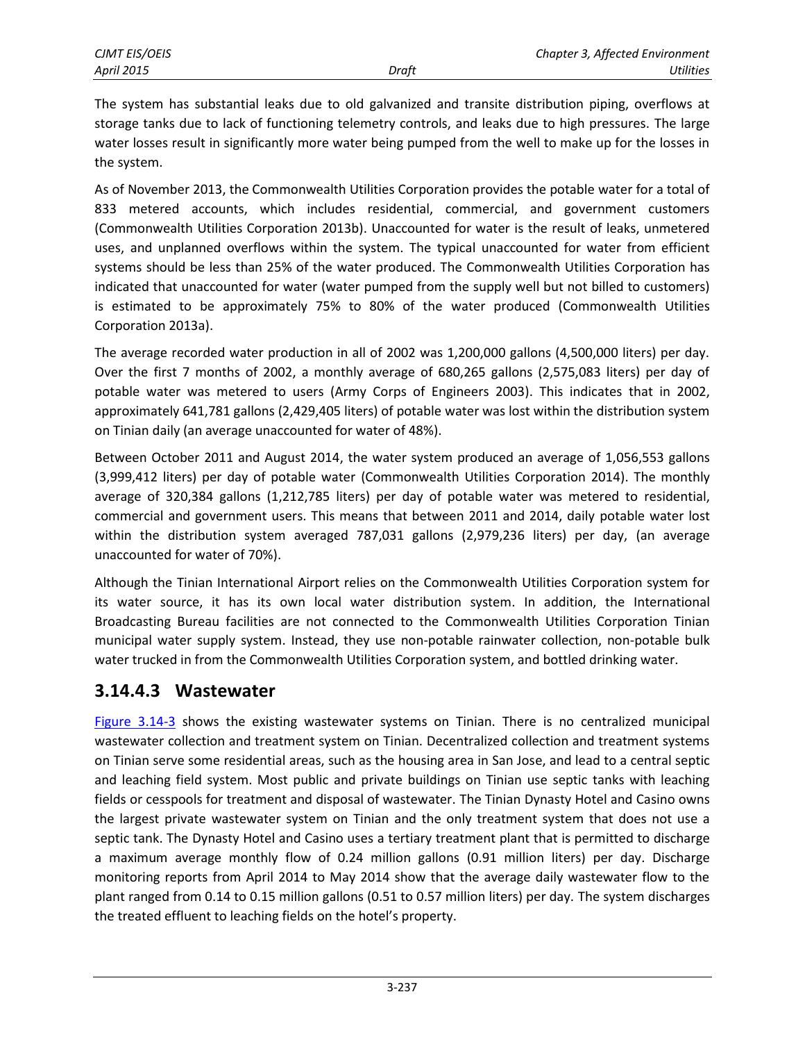The system has substantial leaks due to old galvanized and transite distribution piping, overflows at storage tanks due to lack of functioning telemetry controls, and leaks due to high pressures. The large water losses result in significantly more water being pumped from the well to make up for the losses in the system.

As of November 2013, the Commonwealth Utilities Corporation provides the potable water for a total of 833 metered accounts, which includes residential, commercial, and government customers (Commonwealth Utilities Corporation 2013b). Unaccounted for water is the result of leaks, unmetered uses, and unplanned overflows within the system. The typical unaccounted for water from efficient systems should be less than 25% of the water produced. The Commonwealth Utilities Corporation has indicated that unaccounted for water (water pumped from the supply well but not billed to customers) is estimated to be approximately 75% to 80% of the water produced (Commonwealth Utilities Corporation 2013a).

The average recorded water production in all of 2002 was 1,200,000 gallons (4,500,000 liters) per day. Over the first 7 months of 2002, a monthly average of 680,265 gallons (2,575,083 liters) per day of potable water was metered to users (Army Corps of Engineers 2003). This indicates that in 2002, approximately 641,781 gallons (2,429,405 liters) of potable water was lost within the distribution system on Tinian daily (an average unaccounted for water of 48%).

Between October 2011 and August 2014, the water system produced an average of 1,056,553 gallons (3,999,412 liters) per day of potable water (Commonwealth Utilities Corporation 2014). The monthly average of 320,384 gallons (1,212,785 liters) per day of potable water was metered to residential, commercial and government users. This means that between 2011 and 2014, daily potable water lost within the distribution system averaged 787,031 gallons (2,979,236 liters) per day, (an average unaccounted for water of 70%).

Although the Tinian International Airport relies on the Commonwealth Utilities Corporation system for its water source, it has its own local water distribution system. In addition, the International Broadcasting Bureau facilities are not connected to the Commonwealth Utilities Corporation Tinian municipal water supply system. Instead, they use non-potable rainwater collection, non-potable bulk water trucked in from the Commonwealth Utilities Corporation system, and bottled drinking water.

### 3.14.4.3 Wastewater

Figure 3.14-3 shows the existing wastewater systems on Tinian. There is no centralized municipal wastewater collection and treatment system on Tinian. Decentralized collection and treatment systems on Tinian serve some residential areas, such as the housing area in San Jose, and lead to a central septic and leaching field system. Most public and private buildings on Tinian use septic tanks with leaching fields or cesspools for treatment and disposal of wastewater. The Tinian Dynasty Hotel and Casino owns the largest private wastewater system on Tinian and the only treatment system that does not use a septic tank. The Dynasty Hotel and Casino uses a tertiary treatment plant that is permitted to discharge a maximum average monthly flow of 0.24 million gallons (0.91 million liters) per day. Discharge monitoring reports from April 2014 to May 2014 show that the average daily wastewater flow to the plant ranged from 0.14 to 0.15 million gallons (0.51 to 0.57 million liters) per day. The system discharges the treated effluent to leaching fields on the hotel's property.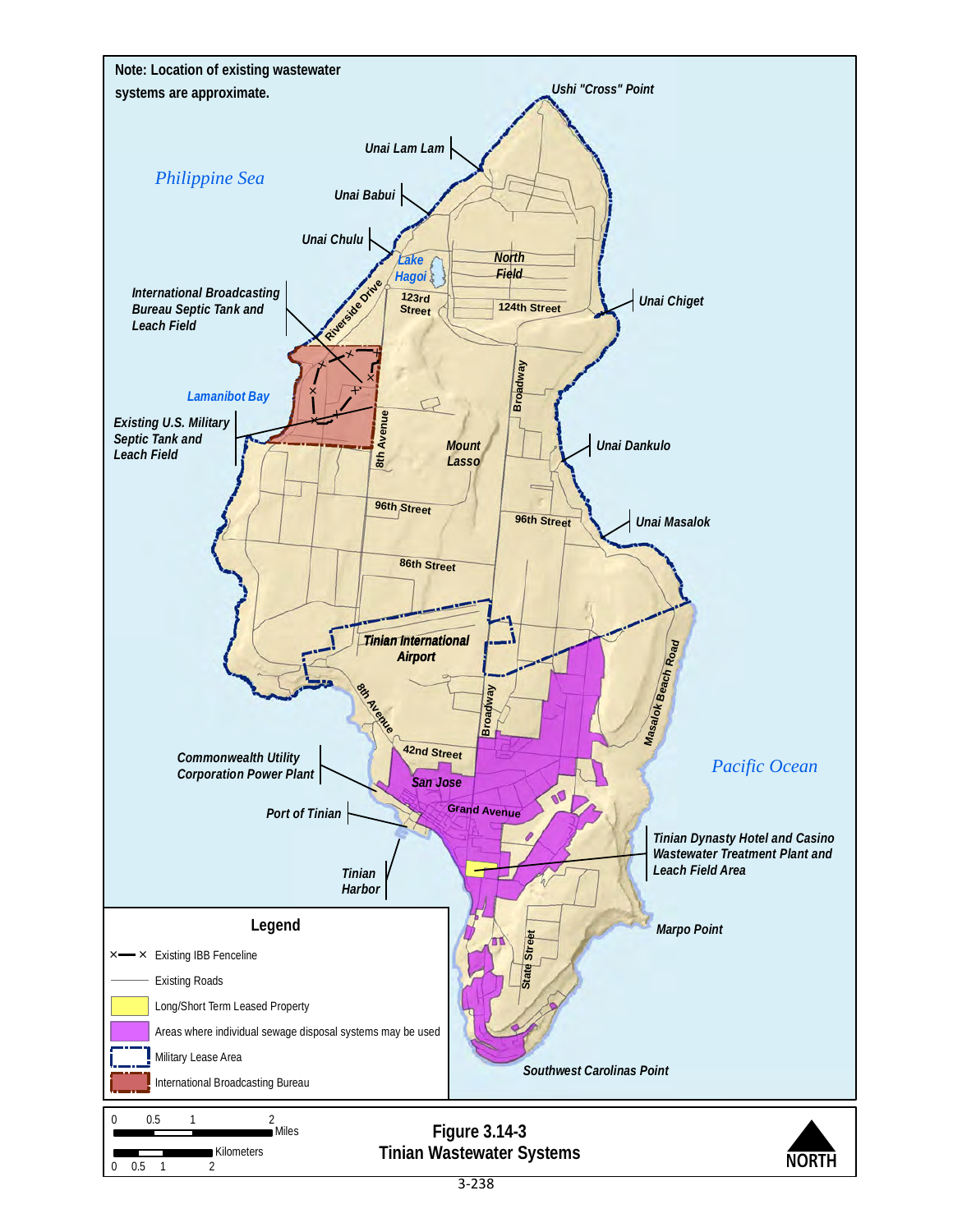Note: Location of existing wastewater systems are approximate.

Ushi "Cross" Point

Unai Lam Lam

Philippine Sea

Unai Babui

Unai Chulu

Lake Hagoi

North Field

International Broadcasting Bureau Septic Tank and Leach Field

Riverside Drive

123rd Street

124th Street

Unai Chiget

Lamanibot Bay

Broadway

Existing U.S. Military Septic Tank and Leach Field

8th Avenue

Mount Lasso

Unai Dankulo

96th Street

96th Street

Unai Masalok

86th Street

Tinian International Airport

Masalok Beach Road

8th Avenue

Broadway

Commonwealth Utility Corporation Power Plant

42nd Street

Pacific Ocean

San Jose

Port of Tinian

Grand Avenue

Tinian Dynasty Hotel and Casino Wastewater Treatment Plant and Leach Field Area

Tinian Harbor

Marpo Point

State Street

Southwest Carolinas Point

**Legend**

- Existing IBB Fenceline
- Existing Roads
- Long/Short Term Leased Property
- Areas where individual sewage disposal systems may be used
- Military Lease Area
- International Broadcasting Bureau

0 0.5 1 2 Miles

0 0.5 1 2 Kilometers

NORTH

**Figure 3.14-3**
**Tinian Wastewater Systems**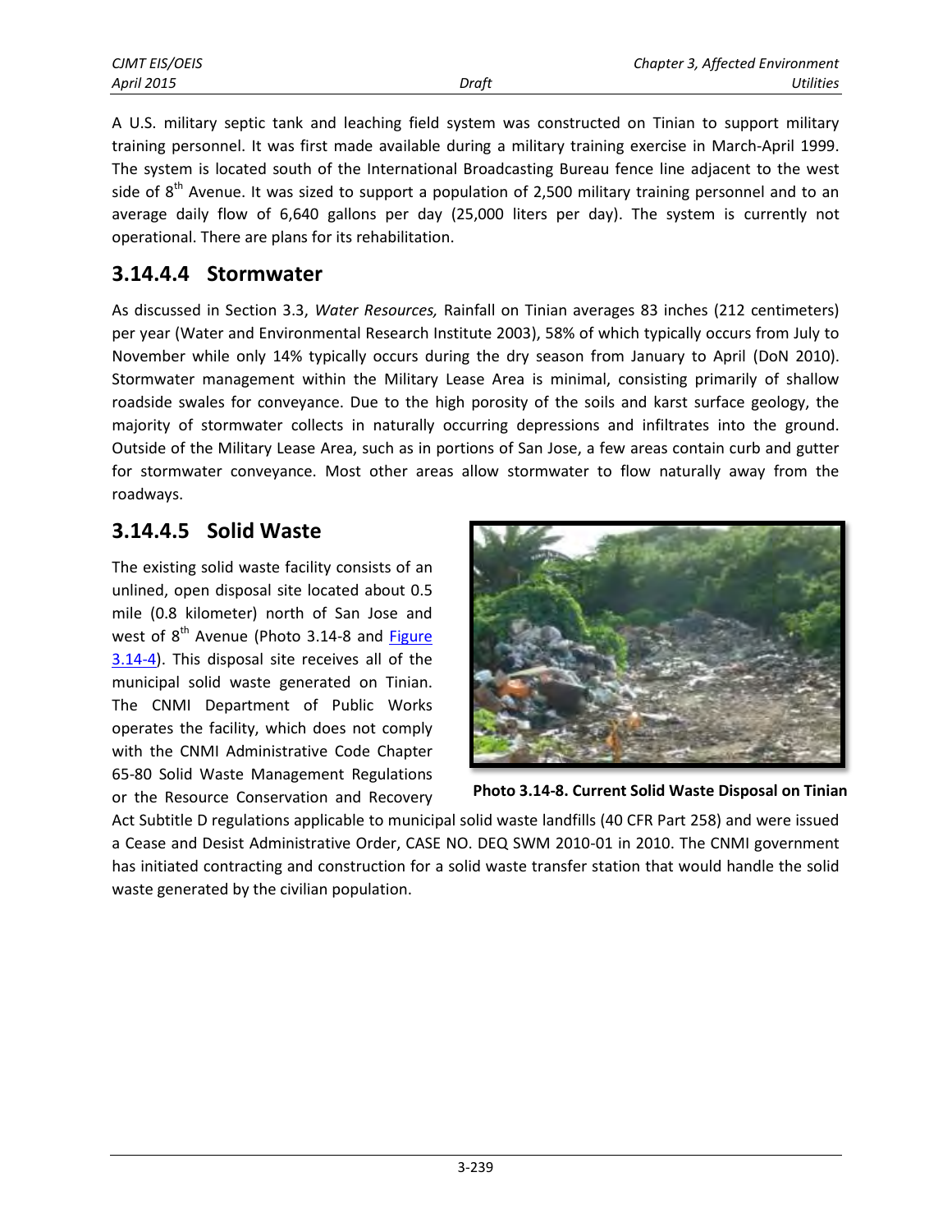A U.S. military septic tank and leaching field system was constructed on Tinian to support military training personnel. It was first made available during a military training exercise in March-April 1999. The system is located south of the International Broadcasting Bureau fence line adjacent to the west side of 8th Avenue. It was sized to support a population of 2,500 military training personnel and to an average daily flow of 6,640 gallons per day (25,000 liters per day). The system is currently not operational. There are plans for its rehabilitation.

## 3.14.4.4 Stormwater

As discussed in Section 3.3, *Water Resources,* Rainfall on Tinian averages 83 inches (212 centimeters) per year (Water and Environmental Research Institute 2003), 58% of which typically occurs from July to November while only 14% typically occurs during the dry season from January to April (DoN 2010). Stormwater management within the Military Lease Area is minimal, consisting primarily of shallow roadside swales for conveyance. Due to the high porosity of the soils and karst surface geology, the majority of stormwater collects in naturally occurring depressions and infiltrates into the ground. Outside of the Military Lease Area, such as in portions of San Jose, a few areas contain curb and gutter for stormwater conveyance. Most other areas allow stormwater to flow naturally away from the roadways.

## 3.14.4.5 Solid Waste

The existing solid waste facility consists of an unlined, open disposal site located about 0.5 mile (0.8 kilometer) north of San Jose and west of 8th Avenue (Photo 3.14-8 and Figure 3.14-4). This disposal site receives all of the municipal solid waste generated on Tinian. The CNMI Department of Public Works operates the facility, which does not comply with the CNMI Administrative Code Chapter 65-80 Solid Waste Management Regulations or the Resource Conservation and Recovery Act Subtitle D regulations applicable to municipal solid waste landfills (40 CFR Part 258) and were issued a Cease and Desist Administrative Order, CASE NO. DEQ SWM 2010-01 in 2010. The CNMI government has initiated contracting and construction for a solid waste transfer station that would handle the solid waste generated by the civilian population.

**Photo 3.14-8. Current Solid Waste Disposal on Tinian**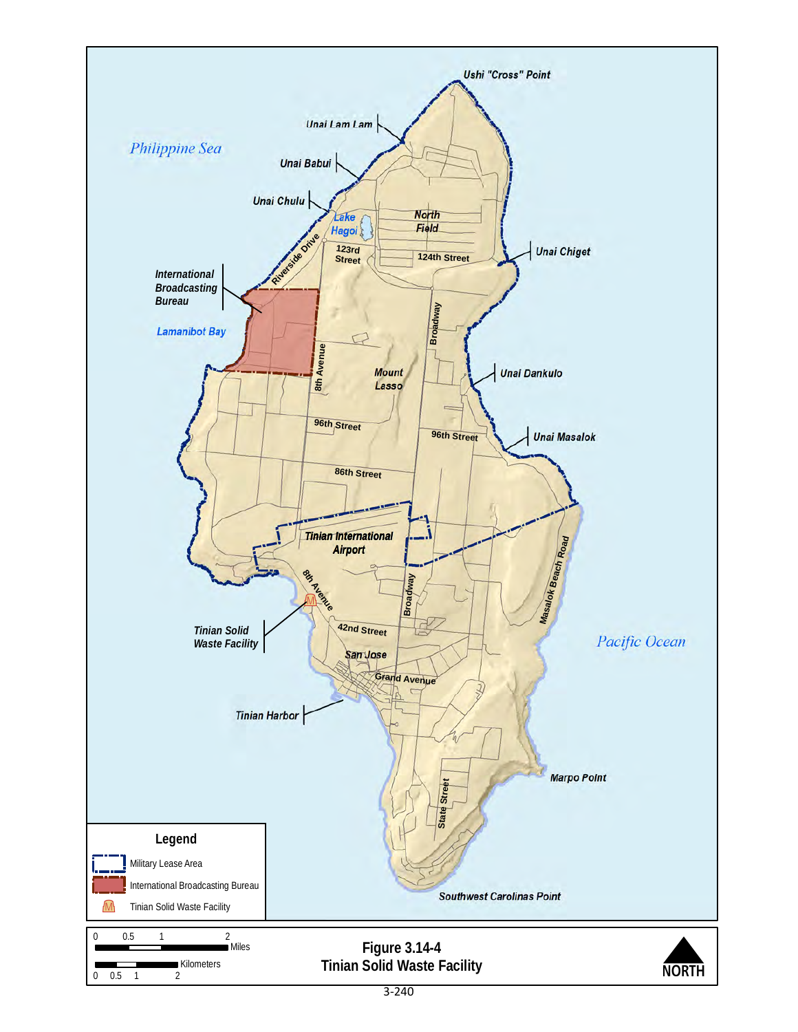**Figure 3.14-4**
**Tinian Solid Waste Facility**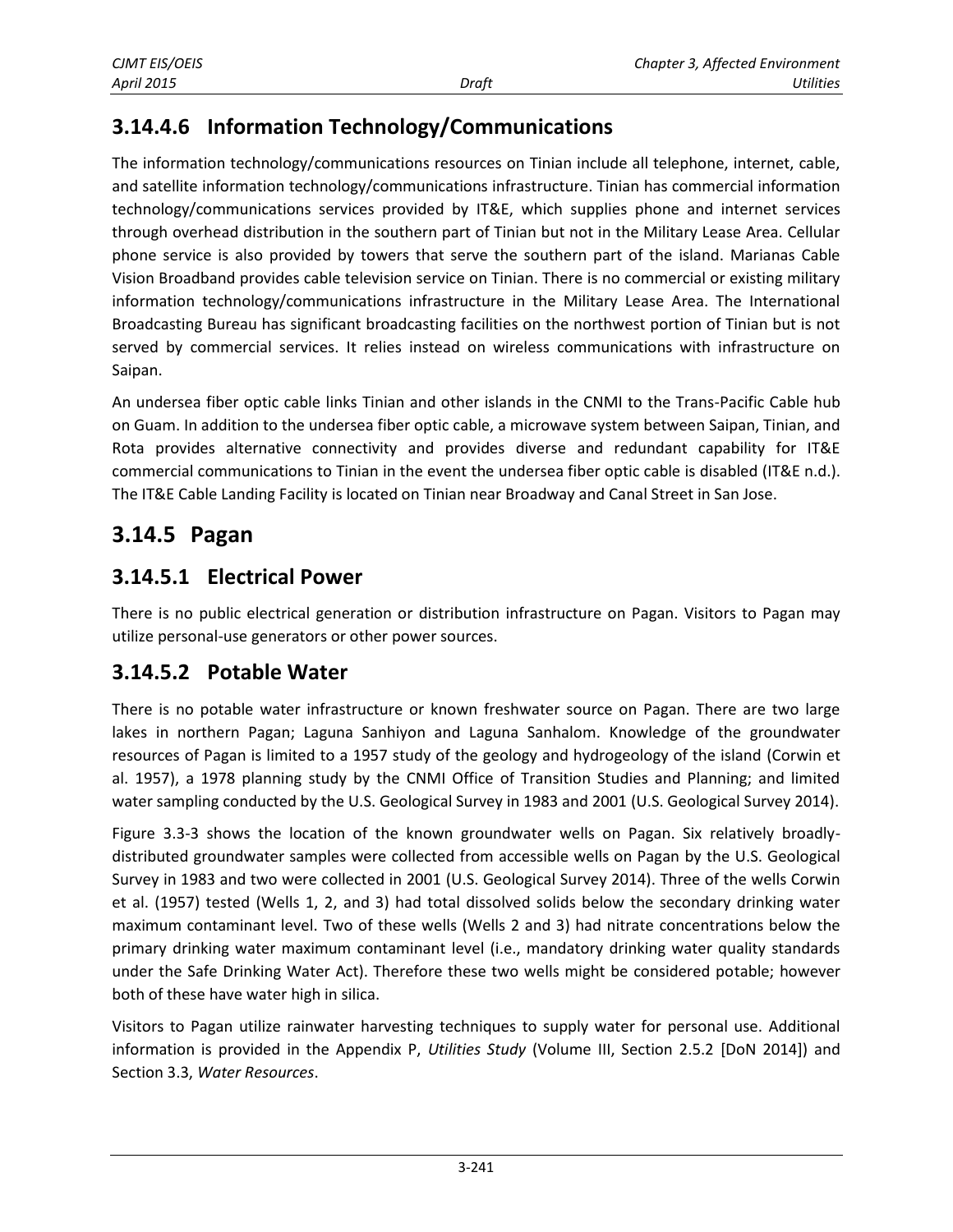### 3.14.4.6 Information Technology/Communications

The information technology/communications resources on Tinian include all telephone, internet, cable, and satellite information technology/communications infrastructure. Tinian has commercial information technology/communications services provided by IT&E, which supplies phone and internet services through overhead distribution in the southern part of Tinian but not in the Military Lease Area. Cellular phone service is also provided by towers that serve the southern part of the island. Marianas Cable Vision Broadband provides cable television service on Tinian. There is no commercial or existing military information technology/communications infrastructure in the Military Lease Area. The International Broadcasting Bureau has significant broadcasting facilities on the northwest portion of Tinian but is not served by commercial services. It relies instead on wireless communications with infrastructure on Saipan.

An undersea fiber optic cable links Tinian and other islands in the CNMI to the Trans-Pacific Cable hub on Guam. In addition to the undersea fiber optic cable, a microwave system between Saipan, Tinian, and Rota provides alternative connectivity and provides diverse and redundant capability for IT&E commercial communications to Tinian in the event the undersea fiber optic cable is disabled (IT&E n.d.). The IT&E Cable Landing Facility is located on Tinian near Broadway and Canal Street in San Jose.

## 3.14.5 Pagan

### 3.14.5.1 Electrical Power

There is no public electrical generation or distribution infrastructure on Pagan. Visitors to Pagan may utilize personal-use generators or other power sources.

### 3.14.5.2 Potable Water

There is no potable water infrastructure or known freshwater source on Pagan. There are two large lakes in northern Pagan; Laguna Sanhiyon and Laguna Sanhalom. Knowledge of the groundwater resources of Pagan is limited to a 1957 study of the geology and hydrogeology of the island (Corwin et al. 1957), a 1978 planning study by the CNMI Office of Transition Studies and Planning; and limited water sampling conducted by the U.S. Geological Survey in 1983 and 2001 (U.S. Geological Survey 2014).

Figure 3.3-3 shows the location of the known groundwater wells on Pagan. Six relatively broadly-distributed groundwater samples were collected from accessible wells on Pagan by the U.S. Geological Survey in 1983 and two were collected in 2001 (U.S. Geological Survey 2014). Three of the wells Corwin et al. (1957) tested (Wells 1, 2, and 3) had total dissolved solids below the secondary drinking water maximum contaminant level. Two of these wells (Wells 2 and 3) had nitrate concentrations below the primary drinking water maximum contaminant level (i.e., mandatory drinking water quality standards under the Safe Drinking Water Act). Therefore these two wells might be considered potable; however both of these have water high in silica.

Visitors to Pagan utilize rainwater harvesting techniques to supply water for personal use. Additional information is provided in the Appendix P, *Utilities Study* (Volume III, Section 2.5.2 [DoN 2014]) and Section 3.3, *Water Resources*.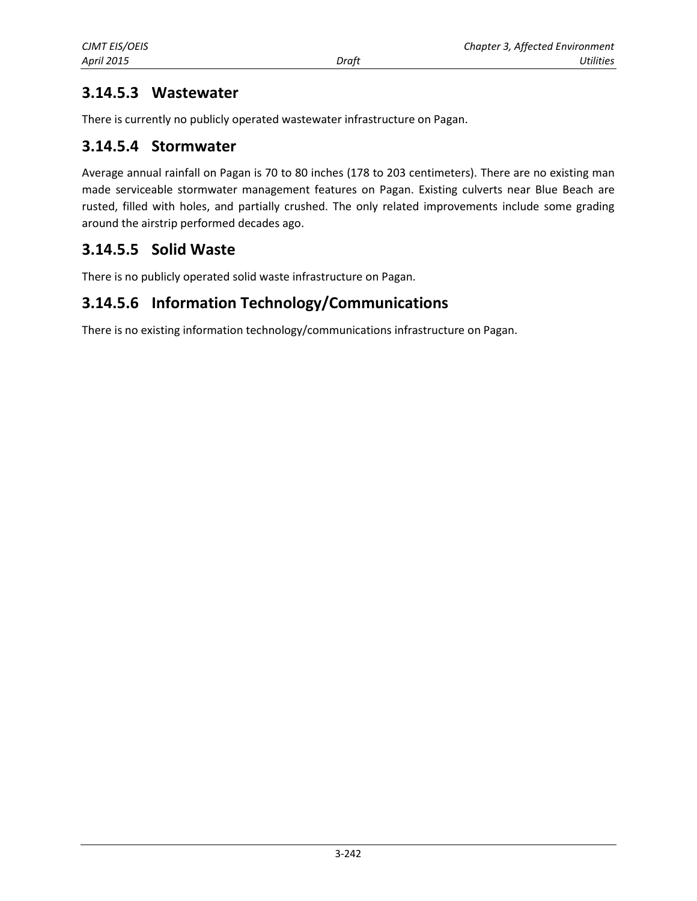#### 3.14.5.3 Wastewater

There is currently no publicly operated wastewater infrastructure on Pagan.

#### 3.14.5.4 Stormwater

Average annual rainfall on Pagan is 70 to 80 inches (178 to 203 centimeters). There are no existing man made serviceable stormwater management features on Pagan. Existing culverts near Blue Beach are rusted, filled with holes, and partially crushed. The only related improvements include some grading around the airstrip performed decades ago.

#### 3.14.5.5 Solid Waste

There is no publicly operated solid waste infrastructure on Pagan.

#### 3.14.5.6 Information Technology/Communications

There is no existing information technology/communications infrastructure on Pagan.